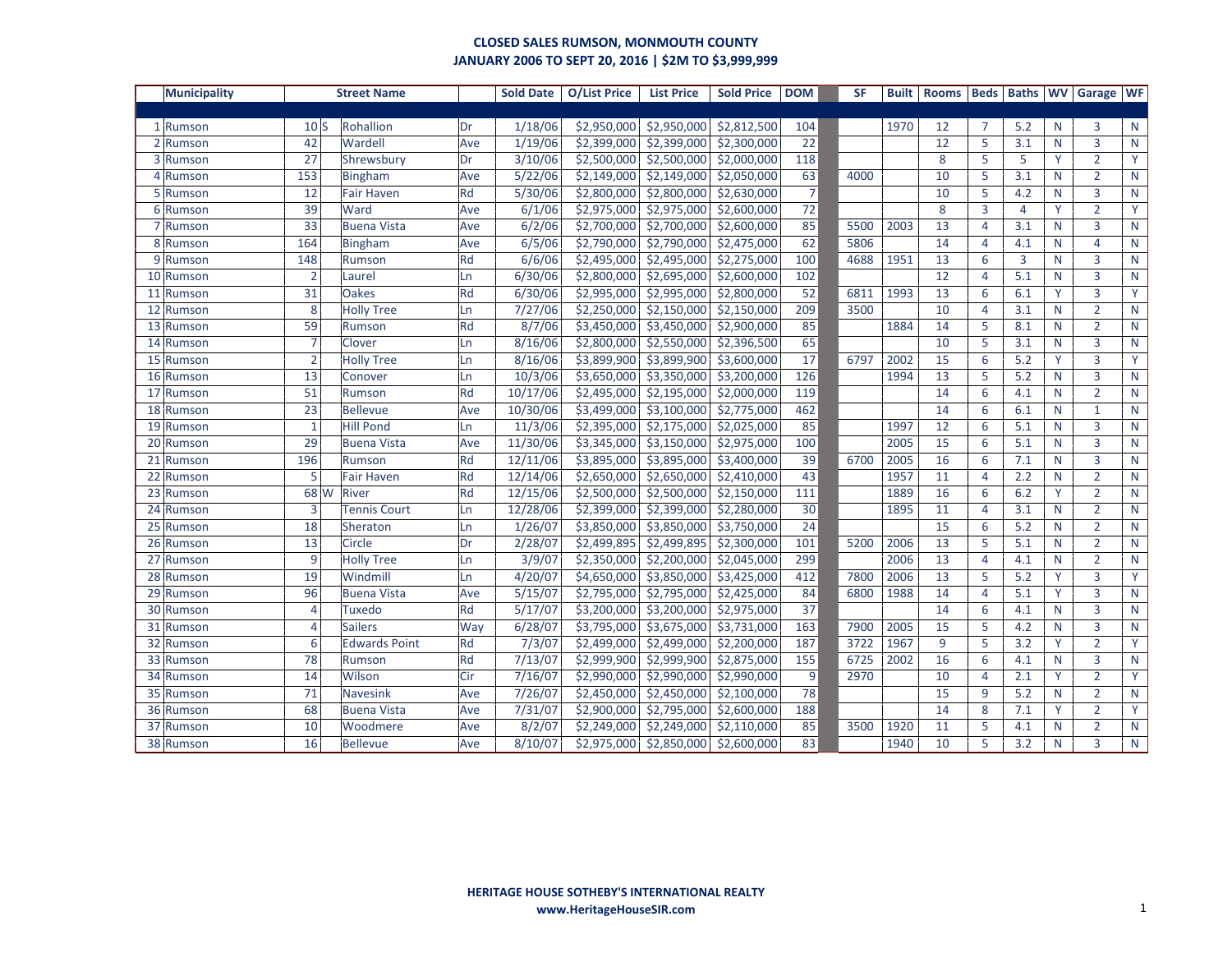## CLOSED SALES RUMSON, MONMOUTH COUNTY
## JANUARY 2006 TO SEPT 20, 2016 | $2M TO $3,999,999

| | Municipality | Street Name | | | | Sold Date | O/List Price | List Price | Sold Price | DOM | | SF | Built | Rooms | Beds | Baths | WV | Garage | WF |
|---|---|---|---|---|---|---|---|---|---|---|---|---|---|---|---|---|---|---|---|
| 1 | Rumson | 10 | S | Rohallion | Dr | 1/18/06 | $2,950,000 | $2,950,000 | $2,812,500 | 104 | | | 1970 | 12 | 7 | 5.2 | N | 3 | N |
| 2 | Rumson | 42 | | Wardell | Ave | 1/19/06 | $2,399,000 | $2,399,000 | $2,300,000 | 22 | | | | 12 | 5 | 3.1 | N | 3 | N |
| 3 | Rumson | 27 | | Shrewsbury | Dr | 3/10/06 | $2,500,000 | $2,500,000 | $2,000,000 | 118 | | | | 8 | 5 | 5 | Y | 2 | Y |
| 4 | Rumson | 153 | | Bingham | Ave | 5/22/06 | $2,149,000 | $2,149,000 | $2,050,000 | 63 | | 4000 | | 10 | 5 | 3.1 | N | 2 | N |
| 5 | Rumson | 12 | | Fair Haven | Rd | 5/30/06 | $2,800,000 | $2,800,000 | $2,630,000 | 7 | | | | 10 | 5 | 4.2 | N | 3 | N |
| 6 | Rumson | 39 | | Ward | Ave | 6/1/06 | $2,975,000 | $2,975,000 | $2,600,000 | 72 | | | | 8 | 3 | 4 | Y | 2 | Y |
| 7 | Rumson | 33 | | Buena Vista | Ave | 6/2/06 | $2,700,000 | $2,700,000 | $2,600,000 | 85 | | 5500 | 2003 | 13 | 4 | 3.1 | N | 3 | N |
| 8 | Rumson | 164 | | Bingham | Ave | 6/5/06 | $2,790,000 | $2,790,000 | $2,475,000 | 62 | | 5806 | | 14 | 4 | 4.1 | N | 4 | N |
| 9 | Rumson | 148 | | Rumson | Rd | 6/6/06 | $2,495,000 | $2,495,000 | $2,275,000 | 100 | | 4688 | 1951 | 13 | 6 | 3 | N | 3 | N |
| 10 | Rumson | 2 | | Laurel | Ln | 6/30/06 | $2,800,000 | $2,695,000 | $2,600,000 | 102 | | | | 12 | 4 | 5.1 | N | 3 | N |
| 11 | Rumson | 31 | | Oakes | Rd | 6/30/06 | $2,995,000 | $2,995,000 | $2,800,000 | 52 | | 6811 | 1993 | 13 | 6 | 6.1 | Y | 3 | Y |
| 12 | Rumson | 8 | | Holly Tree | Ln | 7/27/06 | $2,250,000 | $2,150,000 | $2,150,000 | 209 | | 3500 | | 10 | 4 | 3.1 | N | 2 | N |
| 13 | Rumson | 59 | | Rumson | Rd | 8/7/06 | $3,450,000 | $3,450,000 | $2,900,000 | 85 | | | 1884 | 14 | 5 | 8.1 | N | 2 | N |
| 14 | Rumson | 7 | | Clover | Ln | 8/16/06 | $2,800,000 | $2,550,000 | $2,396,500 | 65 | | | | 10 | 5 | 3.1 | N | 3 | N |
| 15 | Rumson | 2 | | Holly Tree | Ln | 8/16/06 | $3,899,900 | $3,899,900 | $3,600,000 | 17 | | 6797 | 2002 | 15 | 6 | 5.2 | Y | 3 | Y |
| 16 | Rumson | 13 | | Conover | Ln | 10/3/06 | $3,650,000 | $3,350,000 | $3,200,000 | 126 | | | 1994 | 13 | 5 | 5.2 | N | 3 | N |
| 17 | Rumson | 51 | | Rumson | Rd | 10/17/06 | $2,495,000 | $2,195,000 | $2,000,000 | 119 | | | | 14 | 6 | 4.1 | N | 2 | N |
| 18 | Rumson | 23 | | Bellevue | Ave | 10/30/06 | $3,499,000 | $3,100,000 | $2,775,000 | 462 | | | | 14 | 6 | 6.1 | N | 1 | N |
| 19 | Rumson | 1 | | Hill Pond | Ln | 11/3/06 | $2,395,000 | $2,175,000 | $2,025,000 | 85 | | | 1997 | 12 | 6 | 5.1 | N | 3 | N |
| 20 | Rumson | 29 | | Buena Vista | Ave | 11/30/06 | $3,345,000 | $3,150,000 | $2,975,000 | 100 | | | 2005 | 15 | 6 | 5.1 | N | 3 | N |
| 21 | Rumson | 196 | | Rumson | Rd | 12/11/06 | $3,895,000 | $3,895,000 | $3,400,000 | 39 | | 6700 | 2005 | 16 | 6 | 7.1 | N | 3 | N |
| 22 | Rumson | 5 | | Fair Haven | Rd | 12/14/06 | $2,650,000 | $2,650,000 | $2,410,000 | 43 | | | 1957 | 11 | 4 | 2.2 | N | 2 | N |
| 23 | Rumson | 68 | W | River | Rd | 12/15/06 | $2,500,000 | $2,500,000 | $2,150,000 | 111 | | | 1889 | 16 | 6 | 6.2 | Y | 2 | N |
| 24 | Rumson | 3 | | Tennis Court | Ln | 12/28/06 | $2,399,000 | $2,399,000 | $2,280,000 | 30 | | | 1895 | 11 | 4 | 3.1 | N | 3 | N |
| 25 | Rumson | 18 | | Sheraton | Ln | 1/26/07 | $3,850,000 | $3,850,000 | $3,750,000 | 24 | | | | 15 | 6 | 5.2 | N | 2 | N |
| 26 | Rumson | 13 | | Circle | Dr | 2/28/07 | $2,499,895 | $2,499,895 | $2,300,000 | 101 | | 5200 | 2006 | 13 | 5 | 5.1 | N | 2 | N |
| 27 | Rumson | 9 | | Holly Tree | Ln | 3/9/07 | $2,350,000 | $2,200,000 | $2,045,000 | 299 | | | 2006 | 13 | 4 | 4.1 | N | 2 | N |
| 28 | Rumson | 19 | | Windmill | Ln | 4/20/07 | $4,650,000 | $3,850,000 | $3,425,000 | 412 | | 7800 | 2006 | 13 | 5 | 5.2 | Y | 3 | Y |
| 29 | Rumson | 96 | | Buena Vista | Ave | 5/15/07 | $2,795,000 | $2,795,000 | $2,425,000 | 84 | | 6800 | 1988 | 14 | 4 | 5.1 | Y | 3 | N |
| 30 | Rumson | 4 | | Tuxedo | Rd | 5/17/07 | $3,200,000 | $3,200,000 | $2,975,000 | 37 | | | | 14 | 6 | 4.1 | N | 3 | N |
| 31 | Rumson | 4 | | Sailers | Way | 6/28/07 | $3,795,000 | $3,675,000 | $3,731,000 | 163 | | 7900 | 2005 | 15 | 5 | 4.2 | N | 3 | N |
| 32 | Rumson | 6 | | Edwards Point | Rd | 7/3/07 | $2,499,000 | $2,499,000 | $2,200,000 | 187 | | 3722 | 1967 | 9 | 5 | 3.2 | Y | 2 | Y |
| 33 | Rumson | 78 | | Rumson | Rd | 7/13/07 | $2,999,900 | $2,999,900 | $2,875,000 | 155 | | 6725 | 2002 | 16 | 6 | 4.1 | N | 3 | N |
| 34 | Rumson | 14 | | Wilson | Cir | 7/16/07 | $2,990,000 | $2,990,000 | $2,990,000 | 9 | | 2970 | | 10 | 4 | 2.1 | Y | 2 | Y |
| 35 | Rumson | 71 | | Navesink | Ave | 7/26/07 | $2,450,000 | $2,450,000 | $2,100,000 | 78 | | | | 15 | 9 | 5.2 | N | 2 | N |
| 36 | Rumson | 68 | | Buena Vista | Ave | 7/31/07 | $2,900,000 | $2,795,000 | $2,600,000 | 188 | | | | 14 | 8 | 7.1 | Y | 2 | Y |
| 37 | Rumson | 10 | | Woodmere | Ave | 8/2/07 | $2,249,000 | $2,249,000 | $2,110,000 | 85 | | 3500 | 1920 | 11 | 5 | 4.1 | N | 2 | N |
| 38 | Rumson | 16 | | Bellevue | Ave | 8/10/07 | $2,975,000 | $2,850,000 | $2,600,000 | 83 | | | 1940 | 10 | 5 | 3.2 | N | 3 | N |

**HERITAGE HOUSE SOTHEBY'S INTERNATIONAL REALTY**
**www.HeritageHouseSIR.com**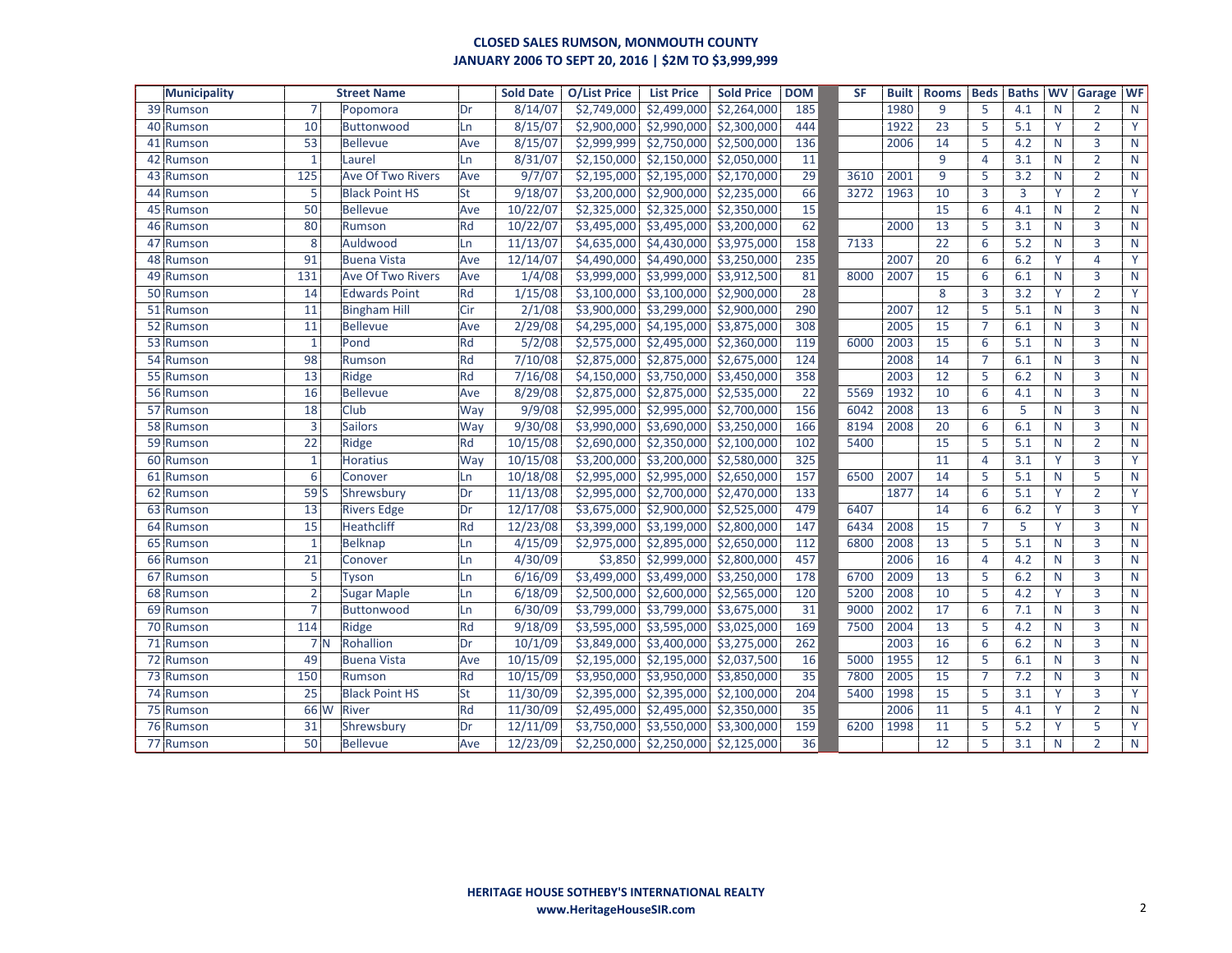## CLOSED SALES RUMSON, MONMOUTH COUNTY
## JANUARY 2006 TO SEPT 20, 2016 | $2M TO $3,999,999

| | Municipality | Street Name | | | | Sold Date | O/List Price | List Price | Sold Price | DOM | | SF | Built | Rooms | Beds | Baths | WV | Garage | WF |
|---|---|---|---|---|---|---|---|---|---|---|---|---|---|---|---|---|---|---|---|
| 39 | Rumson | 7 | | Popomora | Dr | 8/14/07 | $2,749,000 | $2,499,000 | $2,264,000 | 185 | | | 1980 | 9 | 5 | 4.1 | N | 2 | N |
| 40 | Rumson | 10 | | Buttonwood | Ln | 8/15/07 | $2,900,000 | $2,990,000 | $2,300,000 | 444 | | | 1922 | 23 | 5 | 5.1 | Y | 2 | Y |
| 41 | Rumson | 53 | | Bellevue | Ave | 8/15/07 | $2,999,999 | $2,750,000 | $2,500,000 | 136 | | | 2006 | 14 | 5 | 4.2 | N | 3 | N |
| 42 | Rumson | 1 | | Laurel | Ln | 8/31/07 | $2,150,000 | $2,150,000 | $2,050,000 | 11 | | | | 9 | 4 | 3.1 | N | 2 | N |
| 43 | Rumson | 125 | | Ave Of Two Rivers | Ave | 9/7/07 | $2,195,000 | $2,195,000 | $2,170,000 | 29 | | 3610 | 2001 | 9 | 5 | 3.2 | N | 2 | N |
| 44 | Rumson | 5 | | Black Point HS | St | 9/18/07 | $3,200,000 | $2,900,000 | $2,235,000 | 66 | | 3272 | 1963 | 10 | 3 | 3 | Y | 2 | Y |
| 45 | Rumson | 50 | | Bellevue | Ave | 10/22/07 | $2,325,000 | $2,325,000 | $2,350,000 | 15 | | | | 15 | 6 | 4.1 | N | 2 | N |
| 46 | Rumson | 80 | | Rumson | Rd | 10/22/07 | $3,495,000 | $3,495,000 | $3,200,000 | 62 | | | 2000 | 13 | 5 | 3.1 | N | 3 | N |
| 47 | Rumson | 8 | | Auldwood | Ln | 11/13/07 | $4,635,000 | $4,430,000 | $3,975,000 | 158 | | 7133 | | 22 | 6 | 5.2 | N | 3 | N |
| 48 | Rumson | 91 | | Buena Vista | Ave | 12/14/07 | $4,490,000 | $4,490,000 | $3,250,000 | 235 | | | 2007 | 20 | 6 | 6.2 | Y | 4 | Y |
| 49 | Rumson | 131 | | Ave Of Two Rivers | Ave | 1/4/08 | $3,999,000 | $3,999,000 | $3,912,500 | 81 | | 8000 | 2007 | 15 | 6 | 6.1 | N | 3 | N |
| 50 | Rumson | 14 | | Edwards Point | Rd | 1/15/08 | $3,100,000 | $3,100,000 | $2,900,000 | 28 | | | | 8 | 3 | 3.2 | Y | 2 | Y |
| 51 | Rumson | 11 | | Bingham Hill | Cir | 2/1/08 | $3,900,000 | $3,299,000 | $2,900,000 | 290 | | | 2007 | 12 | 5 | 5.1 | N | 3 | N |
| 52 | Rumson | 11 | | Bellevue | Ave | 2/29/08 | $4,295,000 | $4,195,000 | $3,875,000 | 308 | | | 2005 | 15 | 7 | 6.1 | N | 3 | N |
| 53 | Rumson | 1 | | Pond | Rd | 5/2/08 | $2,575,000 | $2,495,000 | $2,360,000 | 119 | | 6000 | 2003 | 15 | 6 | 5.1 | N | 3 | N |
| 54 | Rumson | 98 | | Rumson | Rd | 7/10/08 | $2,875,000 | $2,875,000 | $2,675,000 | 124 | | | 2008 | 14 | 7 | 6.1 | N | 3 | N |
| 55 | Rumson | 13 | | Ridge | Rd | 7/16/08 | $4,150,000 | $3,750,000 | $3,450,000 | 358 | | | 2003 | 12 | 5 | 6.2 | N | 3 | N |
| 56 | Rumson | 16 | | Bellevue | Ave | 8/29/08 | $2,875,000 | $2,875,000 | $2,535,000 | 22 | | 5569 | 1932 | 10 | 6 | 4.1 | N | 3 | N |
| 57 | Rumson | 18 | | Club | Way | 9/9/08 | $2,995,000 | $2,995,000 | $2,700,000 | 156 | | 6042 | 2008 | 13 | 6 | 5 | N | 3 | N |
| 58 | Rumson | 3 | | Sailors | Way | 9/30/08 | $3,990,000 | $3,690,000 | $3,250,000 | 166 | | 8194 | 2008 | 20 | 6 | 6.1 | N | 3 | N |
| 59 | Rumson | 22 | | Ridge | Rd | 10/15/08 | $2,690,000 | $2,350,000 | $2,100,000 | 102 | | 5400 | | 15 | 5 | 5.1 | N | 2 | N |
| 60 | Rumson | 1 | | Horatius | Way | 10/15/08 | $3,200,000 | $3,200,000 | $2,580,000 | 325 | | | | 11 | 4 | 3.1 | Y | 3 | Y |
| 61 | Rumson | 6 | | Conover | Ln | 10/18/08 | $2,995,000 | $2,995,000 | $2,650,000 | 157 | | 6500 | 2007 | 14 | 5 | 5.1 | N | 5 | N |
| 62 | Rumson | 59 | S | Shrewsbury | Dr | 11/13/08 | $2,995,000 | $2,700,000 | $2,470,000 | 133 | | | 1877 | 14 | 6 | 5.1 | Y | 2 | Y |
| 63 | Rumson | 13 | | Rivers Edge | Dr | 12/17/08 | $3,675,000 | $2,900,000 | $2,525,000 | 479 | | 6407 | | 14 | 6 | 6.2 | Y | 3 | Y |
| 64 | Rumson | 15 | | Heathcliff | Rd | 12/23/08 | $3,399,000 | $3,199,000 | $2,800,000 | 147 | | 6434 | 2008 | 15 | 7 | 5 | Y | 3 | N |
| 65 | Rumson | 1 | | Belknap | Ln | 4/15/09 | $2,975,000 | $2,895,000 | $2,650,000 | 112 | | 6800 | 2008 | 13 | 5 | 5.1 | N | 3 | N |
| 66 | Rumson | 21 | | Conover | Ln | 4/30/09 | $3,850 | $2,999,000 | $2,800,000 | 457 | | | 2006 | 16 | 4 | 4.2 | N | 3 | N |
| 67 | Rumson | 5 | | Tyson | Ln | 6/16/09 | $3,499,000 | $3,499,000 | $3,250,000 | 178 | | 6700 | 2009 | 13 | 5 | 6.2 | N | 3 | N |
| 68 | Rumson | 2 | | Sugar Maple | Ln | 6/18/09 | $2,500,000 | $2,600,000 | $2,565,000 | 120 | | 5200 | 2008 | 10 | 5 | 4.2 | Y | 3 | N |
| 69 | Rumson | 7 | | Buttonwood | Ln | 6/30/09 | $3,799,000 | $3,799,000 | $3,675,000 | 31 | | 9000 | 2002 | 17 | 6 | 7.1 | N | 3 | N |
| 70 | Rumson | 114 | | Ridge | Rd | 9/18/09 | $3,595,000 | $3,595,000 | $3,025,000 | 169 | | 7500 | 2004 | 13 | 5 | 4.2 | N | 3 | N |
| 71 | Rumson | 7 | N | Rohallion | Dr | 10/1/09 | $3,849,000 | $3,400,000 | $3,275,000 | 262 | | | 2003 | 16 | 6 | 6.2 | N | 3 | N |
| 72 | Rumson | 49 | | Buena Vista | Ave | 10/15/09 | $2,195,000 | $2,195,000 | $2,037,500 | 16 | | 5000 | 1955 | 12 | 5 | 6.1 | N | 3 | N |
| 73 | Rumson | 150 | | Rumson | Rd | 10/15/09 | $3,950,000 | $3,950,000 | $3,850,000 | 35 | | 7800 | 2005 | 15 | 7 | 7.2 | N | 3 | N |
| 74 | Rumson | 25 | | Black Point HS | St | 11/30/09 | $2,395,000 | $2,395,000 | $2,100,000 | 204 | | 5400 | 1998 | 15 | 5 | 3.1 | Y | 3 | Y |
| 75 | Rumson | 66 | W | River | Rd | 11/30/09 | $2,495,000 | $2,495,000 | $2,350,000 | 35 | | | 2006 | 11 | 5 | 4.1 | Y | 2 | N |
| 76 | Rumson | 31 | | Shrewsbury | Dr | 12/11/09 | $3,750,000 | $3,550,000 | $3,300,000 | 159 | | 6200 | 1998 | 11 | 5 | 5.2 | Y | 5 | Y |
| 77 | Rumson | 50 | | Bellevue | Ave | 12/23/09 | $2,250,000 | $2,250,000 | $2,125,000 | 36 | | | | 12 | 5 | 3.1 | N | 2 | N |

**HERITAGE HOUSE SOTHEBY'S INTERNATIONAL REALTY**
**www.HeritageHouseSIR.com**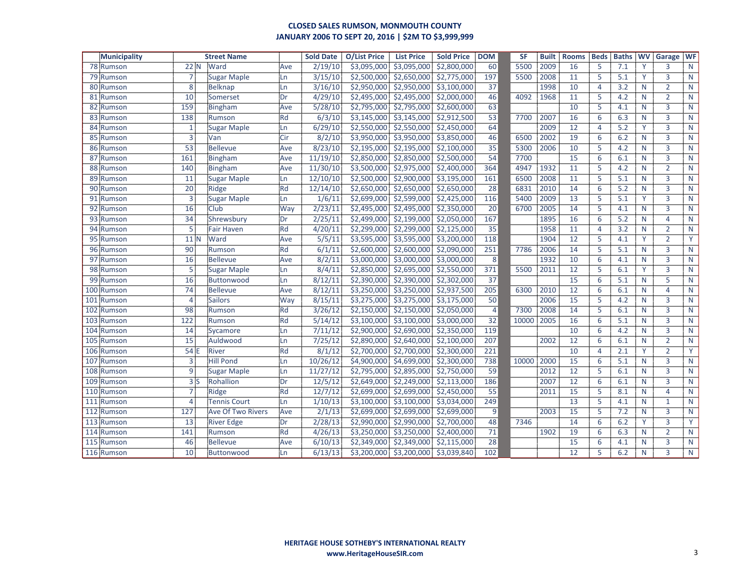## CLOSED SALES RUMSON, MONMOUTH COUNTY
## JANUARY 2006 TO SEPT 20, 2016 | $2M TO $3,999,999

| | Municipality | Street Name | | | | Sold Date | O/List Price | List Price | Sold Price | DOM | | SF | Built | Rooms | Beds | Baths | WV | Garage | WF |
|---|---|---|---|---|---|---|---|---|---|---|---|---|---|---|---|---|---|---|---|
| 78 | Rumson | 22 | N | Ward | Ave | 2/19/10 | $3,095,000 | $3,095,000 | $2,800,000 | 60 | | 5500 | 2009 | 16 | 5 | 7.1 | Y | 3 | N |
| 79 | Rumson | 7 | | Sugar Maple | Ln | 3/15/10 | $2,500,000 | $2,650,000 | $2,775,000 | 197 | | 5500 | 2008 | 11 | 5 | 5.1 | Y | 3 | N |
| 80 | Rumson | 8 | | Belknap | Ln | 3/16/10 | $2,950,000 | $2,950,000 | $3,100,000 | 37 | | | 1998 | 10 | 4 | 3.2 | N | 2 | N |
| 81 | Rumson | 10 | | Somerset | Dr | 4/29/10 | $2,495,000 | $2,495,000 | $2,000,000 | 46 | | 4092 | 1968 | 11 | 5 | 4.2 | N | 2 | N |
| 82 | Rumson | 159 | | Bingham | Ave | 5/28/10 | $2,795,000 | $2,795,000 | $2,600,000 | 63 | | | | 10 | 5 | 4.1 | N | 3 | N |
| 83 | Rumson | 138 | | Rumson | Rd | 6/3/10 | $3,145,000 | $3,145,000 | $2,912,500 | 53 | | 7700 | 2007 | 16 | 6 | 6.3 | N | 3 | N |
| 84 | Rumson | 1 | | Sugar Maple | Ln | 6/29/10 | $2,550,000 | $2,550,000 | $2,450,000 | 64 | | | 2009 | 12 | 4 | 5.2 | Y | 3 | N |
| 85 | Rumson | 3 | | Van | Cir | 8/2/10 | $3,950,000 | $3,950,000 | $3,850,000 | 46 | | 6500 | 2002 | 19 | 6 | 6.2 | N | 3 | N |
| 86 | Rumson | 53 | | Bellevue | Ave | 8/23/10 | $2,195,000 | $2,195,000 | $2,100,000 | 35 | | 5300 | 2006 | 10 | 5 | 4.2 | N | 3 | N |
| 87 | Rumson | 161 | | Bingham | Ave | 11/19/10 | $2,850,000 | $2,850,000 | $2,500,000 | 54 | | 7700 | | 15 | 6 | 6.1 | N | 3 | N |
| 88 | Rumson | 140 | | Bingham | Ave | 11/30/10 | $3,500,000 | $2,975,000 | $2,400,000 | 364 | | 4947 | 1932 | 11 | 5 | 4.2 | N | 2 | N |
| 89 | Rumson | 11 | | Sugar Maple | Ln | 12/10/10 | $2,500,000 | $2,900,000 | $3,195,000 | 161 | | 6500 | 2008 | 11 | 5 | 5.1 | N | 3 | N |
| 90 | Rumson | 20 | | Ridge | Rd | 12/14/10 | $2,650,000 | $2,650,000 | $2,650,000 | 28 | | 6831 | 2010 | 14 | 6 | 5.2 | N | 3 | N |
| 91 | Rumson | 3 | | Sugar Maple | Ln | 1/6/11 | $2,699,000 | $2,599,000 | $2,425,000 | 116 | | 5400 | 2009 | 13 | 5 | 5.1 | Y | 3 | N |
| 92 | Rumson | 16 | | Club | Way | 2/23/11 | $2,495,000 | $2,495,000 | $2,350,000 | 20 | | 6700 | 2005 | 14 | 5 | 4.1 | N | 3 | N |
| 93 | Rumson | 34 | | Shrewsbury | Dr | 2/25/11 | $2,499,000 | $2,199,000 | $2,050,000 | 167 | | | 1895 | 16 | 6 | 5.2 | N | 4 | N |
| 94 | Rumson | 5 | | Fair Haven | Rd | 4/20/11 | $2,299,000 | $2,299,000 | $2,125,000 | 35 | | | 1958 | 11 | 4 | 3.2 | N | 2 | N |
| 95 | Rumson | 11 | N | Ward | Ave | 5/5/11 | $3,595,000 | $3,595,000 | $3,200,000 | 118 | | | 1904 | 12 | 5 | 4.1 | Y | 2 | Y |
| 96 | Rumson | 90 | | Rumson | Rd | 6/1/11 | $2,600,000 | $2,600,000 | $2,090,000 | 251 | | 7786 | 2006 | 14 | 5 | 5.1 | N | 3 | N |
| 97 | Rumson | 16 | | Bellevue | Ave | 8/2/11 | $3,000,000 | $3,000,000 | $3,000,000 | 8 | | | 1932 | 10 | 6 | 4.1 | N | 3 | N |
| 98 | Rumson | 5 | | Sugar Maple | Ln | 8/4/11 | $2,850,000 | $2,695,000 | $2,550,000 | 371 | | 5500 | 2011 | 12 | 5 | 6.1 | Y | 3 | N |
| 99 | Rumson | 16 | | Buttonwood | Ln | 8/12/11 | $2,390,000 | $2,390,000 | $2,302,000 | 37 | | | | 15 | 6 | 5.1 | N | 5 | N |
| 100 | Rumson | 74 | | Bellevue | Ave | 8/12/11 | $3,250,000 | $3,250,000 | $2,937,500 | 205 | | 6300 | 2010 | 12 | 6 | 6.1 | N | 4 | N |
| 101 | Rumson | 4 | | Sailors | Way | 8/15/11 | $3,275,000 | $3,275,000 | $3,175,000 | 50 | | | 2006 | 15 | 5 | 4.2 | N | 3 | N |
| 102 | Rumson | 98 | | Rumson | Rd | 3/26/12 | $2,150,000 | $2,150,000 | $2,050,000 | 4 | | 7300 | 2008 | 14 | 5 | 6.1 | N | 3 | N |
| 103 | Rumson | 122 | | Rumson | Rd | 5/14/12 | $3,100,000 | $3,100,000 | $3,000,000 | 32 | | 10000 | 2005 | 16 | 6 | 5.1 | N | 3 | N |
| 104 | Rumson | 14 | | Sycamore | Ln | 7/11/12 | $2,900,000 | $2,690,000 | $2,350,000 | 119 | | | | 10 | 6 | 4.2 | N | 3 | N |
| 105 | Rumson | 15 | | Auldwood | Ln | 7/25/12 | $2,890,000 | $2,640,000 | $2,100,000 | 207 | | | 2002 | 12 | 6 | 6.1 | N | 2 | N |
| 106 | Rumson | 54 | E | River | Rd | 8/1/12 | $2,700,000 | $2,700,000 | $2,300,000 | 221 | | | | 10 | 4 | 2.1 | Y | 2 | Y |
| 107 | Rumson | 3 | | Hill Pond | Ln | 10/26/12 | $4,900,000 | $4,699,000 | $2,300,000 | 738 | | 10000 | 2000 | 15 | 6 | 5.1 | N | 3 | N |
| 108 | Rumson | 9 | | Sugar Maple | Ln | 11/27/12 | $2,795,000 | $2,895,000 | $2,750,000 | 59 | | | 2012 | 12 | 5 | 6.1 | N | 3 | N |
| 109 | Rumson | 3 | S | Rohallion | Dr | 12/5/12 | $2,649,000 | $2,249,000 | $2,113,000 | 186 | | | 2007 | 12 | 6 | 6.1 | N | 3 | N |
| 110 | Rumson | 7 | | Ridge | Rd | 12/7/12 | $2,699,000 | $2,699,000 | $2,450,000 | 55 | | | 2011 | 15 | 5 | 8.1 | N | 4 | N |
| 111 | Rumson | 4 | | Tennis Court | Ln | 1/10/13 | $3,100,000 | $3,100,000 | $3,034,000 | 249 | | | | 13 | 5 | 4.1 | N | 1 | N |
| 112 | Rumson | 127 | | Ave Of Two Rivers | Ave | 2/1/13 | $2,699,000 | $2,699,000 | $2,699,000 | 9 | | | 2003 | 15 | 5 | 7.2 | N | 3 | N |
| 113 | Rumson | 13 | | River Edge | Dr | 2/28/13 | $2,990,000 | $2,990,000 | $2,700,000 | 48 | | 7346 | | 14 | 6 | 6.2 | Y | 3 | Y |
| 114 | Rumson | 141 | | Rumson | Rd | 4/26/13 | $3,250,000 | $3,250,000 | $2,400,000 | 71 | | | 1902 | 19 | 6 | 6.3 | N | 2 | N |
| 115 | Rumson | 46 | | Bellevue | Ave | 6/10/13 | $2,349,000 | $2,349,000 | $2,115,000 | 28 | | | | 15 | 6 | 4.1 | N | 3 | N |
| 116 | Rumson | 10 | | Buttonwood | Ln | 6/13/13 | $3,200,000 | $3,200,000 | $3,039,840 | 102 | | | | 12 | 5 | 6.2 | N | 3 | N |

**HERITAGE HOUSE SOTHEBY'S INTERNATIONAL REALTY**
**www.HeritageHouseSIR.com**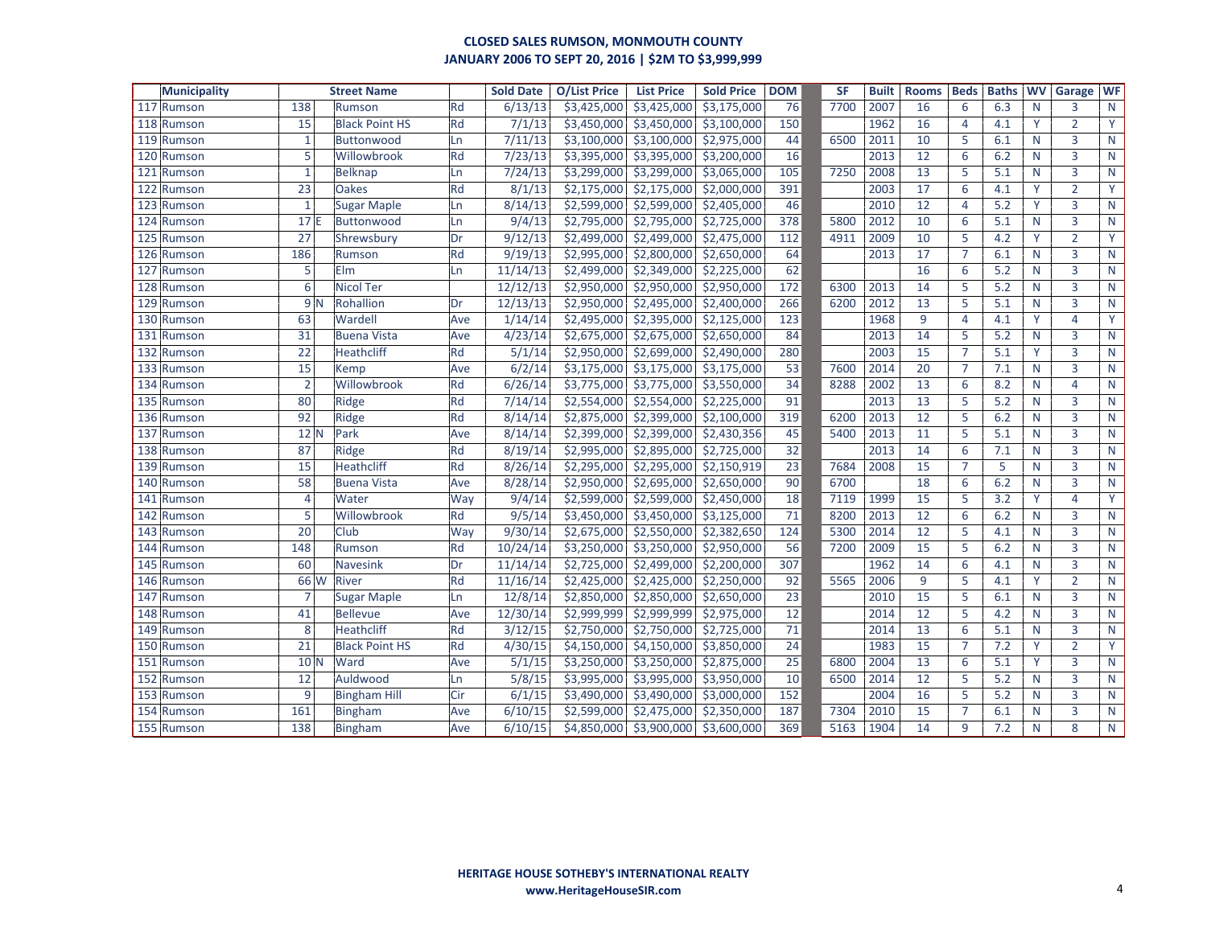**CLOSED SALES RUMSON, MONMOUTH COUNTY**
**JANUARY 2006 TO SEPT 20, 2016 | $2M TO $3,999,999**

| | Municipality | | | Street Name | | Sold Date | O/List Price | List Price | Sold Price | DOM | | SF | Built | Rooms | Beds | Baths | WV | Garage | WF |
|---|---|---|---|---|---|---|---|---|---|---|---|---|---|---|---|---|---|---|---|
| 117 | Rumson | 138 | | Rumson | Rd | 6/13/13 | $3,425,000 | $3,425,000 | $3,175,000 | 76 | | 7700 | 2007 | 16 | 6 | 6.3 | N | 3 | N |
| 118 | Rumson | 15 | | Black Point HS | Rd | 7/1/13 | $3,450,000 | $3,450,000 | $3,100,000 | 150 | | | 1962 | 16 | 4 | 4.1 | Y | 2 | Y |
| 119 | Rumson | 1 | | Buttonwood | Ln | 7/11/13 | $3,100,000 | $3,100,000 | $2,975,000 | 44 | | 6500 | 2011 | 10 | 5 | 6.1 | N | 3 | N |
| 120 | Rumson | 5 | | Willowbrook | Rd | 7/23/13 | $3,395,000 | $3,395,000 | $3,200,000 | 16 | | | 2013 | 12 | 6 | 6.2 | N | 3 | N |
| 121 | Rumson | 1 | | Belknap | Ln | 7/24/13 | $3,299,000 | $3,299,000 | $3,065,000 | 105 | | 7250 | 2008 | 13 | 5 | 5.1 | N | 3 | N |
| 122 | Rumson | 23 | | Oakes | Rd | 8/1/13 | $2,175,000 | $2,175,000 | $2,000,000 | 391 | | | 2003 | 17 | 6 | 4.1 | Y | 2 | Y |
| 123 | Rumson | 1 | | Sugar Maple | Ln | 8/14/13 | $2,599,000 | $2,599,000 | $2,405,000 | 46 | | | 2010 | 12 | 4 | 5.2 | Y | 3 | N |
| 124 | Rumson | 17 | E | Buttonwood | Ln | 9/4/13 | $2,795,000 | $2,795,000 | $2,725,000 | 378 | | 5800 | 2012 | 10 | 6 | 5.1 | N | 3 | N |
| 125 | Rumson | 27 | | Shrewsbury | Dr | 9/12/13 | $2,499,000 | $2,499,000 | $2,475,000 | 112 | | 4911 | 2009 | 10 | 5 | 4.2 | Y | 2 | Y |
| 126 | Rumson | 186 | | Rumson | Rd | 9/19/13 | $2,995,000 | $2,800,000 | $2,650,000 | 64 | | | 2013 | 17 | 7 | 6.1 | N | 3 | N |
| 127 | Rumson | 5 | | Elm | Ln | 11/14/13 | $2,499,000 | $2,349,000 | $2,225,000 | 62 | | | | 16 | 6 | 5.2 | N | 3 | N |
| 128 | Rumson | 6 | | Nicol Ter | | 12/12/13 | $2,950,000 | $2,950,000 | $2,950,000 | 172 | | 6300 | 2013 | 14 | 5 | 5.2 | N | 3 | N |
| 129 | Rumson | 9 | N | Rohallion | Dr | 12/13/13 | $2,950,000 | $2,495,000 | $2,400,000 | 266 | | 6200 | 2012 | 13 | 5 | 5.1 | N | 3 | N |
| 130 | Rumson | 63 | | Wardell | Ave | 1/14/14 | $2,495,000 | $2,395,000 | $2,125,000 | 123 | | | 1968 | 9 | 4 | 4.1 | Y | 4 | Y |
| 131 | Rumson | 31 | | Buena Vista | Ave | 4/23/14 | $2,675,000 | $2,675,000 | $2,650,000 | 84 | | | 2013 | 14 | 5 | 5.2 | N | 3 | N |
| 132 | Rumson | 22 | | Heathcliff | Rd | 5/1/14 | $2,950,000 | $2,699,000 | $2,490,000 | 280 | | | 2003 | 15 | 7 | 5.1 | Y | 3 | N |
| 133 | Rumson | 15 | | Kemp | Ave | 6/2/14 | $3,175,000 | $3,175,000 | $3,175,000 | 53 | | 7600 | 2014 | 20 | 7 | 7.1 | N | 3 | N |
| 134 | Rumson | 2 | | Willowbrook | Rd | 6/26/14 | $3,775,000 | $3,775,000 | $3,550,000 | 34 | | 8288 | 2002 | 13 | 6 | 8.2 | N | 4 | N |
| 135 | Rumson | 80 | | Ridge | Rd | 7/14/14 | $2,554,000 | $2,554,000 | $2,225,000 | 91 | | | 2013 | 13 | 5 | 5.2 | N | 3 | N |
| 136 | Rumson | 92 | | Ridge | Rd | 8/14/14 | $2,875,000 | $2,399,000 | $2,100,000 | 319 | | 6200 | 2013 | 12 | 5 | 6.2 | N | 3 | N |
| 137 | Rumson | 12 | N | Park | Ave | 8/14/14 | $2,399,000 | $2,399,000 | $2,430,356 | 45 | | 5400 | 2013 | 11 | 5 | 5.1 | N | 3 | N |
| 138 | Rumson | 87 | | Ridge | Rd | 8/19/14 | $2,995,000 | $2,895,000 | $2,725,000 | 32 | | | 2013 | 14 | 6 | 7.1 | N | 3 | N |
| 139 | Rumson | 15 | | Heathcliff | Rd | 8/26/14 | $2,295,000 | $2,295,000 | $2,150,919 | 23 | | 7684 | 2008 | 15 | 7 | 5 | N | 3 | N |
| 140 | Rumson | 58 | | Buena Vista | Ave | 8/28/14 | $2,950,000 | $2,695,000 | $2,650,000 | 90 | | 6700 | | 18 | 6 | 6.2 | N | 3 | N |
| 141 | Rumson | 4 | | Water | Way | 9/4/14 | $2,599,000 | $2,599,000 | $2,450,000 | 18 | | 7119 | 1999 | 15 | 5 | 3.2 | Y | 4 | Y |
| 142 | Rumson | 5 | | Willowbrook | Rd | 9/5/14 | $3,450,000 | $3,450,000 | $3,125,000 | 71 | | 8200 | 2013 | 12 | 6 | 6.2 | N | 3 | N |
| 143 | Rumson | 20 | | Club | Way | 9/30/14 | $2,675,000 | $2,550,000 | $2,382,650 | 124 | | 5300 | 2014 | 12 | 5 | 4.1 | N | 3 | N |
| 144 | Rumson | 148 | | Rumson | Rd | 10/24/14 | $3,250,000 | $3,250,000 | $2,950,000 | 56 | | 7200 | 2009 | 15 | 5 | 6.2 | N | 3 | N |
| 145 | Rumson | 60 | | Navesink | Dr | 11/14/14 | $2,725,000 | $2,499,000 | $2,200,000 | 307 | | | 1962 | 14 | 6 | 4.1 | N | 3 | N |
| 146 | Rumson | 66 | W | River | Rd | 11/16/14 | $2,425,000 | $2,425,000 | $2,250,000 | 92 | | 5565 | 2006 | 9 | 5 | 4.1 | Y | 2 | N |
| 147 | Rumson | 7 | | Sugar Maple | Ln | 12/8/14 | $2,850,000 | $2,850,000 | $2,650,000 | 23 | | | 2010 | 15 | 5 | 6.1 | N | 3 | N |
| 148 | Rumson | 41 | | Bellevue | Ave | 12/30/14 | $2,999,999 | $2,999,999 | $2,975,000 | 12 | | | 2014 | 12 | 5 | 4.2 | N | 3 | N |
| 149 | Rumson | 8 | | Heathcliff | Rd | 3/12/15 | $2,750,000 | $2,750,000 | $2,725,000 | 71 | | | 2014 | 13 | 6 | 5.1 | N | 3 | N |
| 150 | Rumson | 21 | | Black Point HS | Rd | 4/30/15 | $4,150,000 | $4,150,000 | $3,850,000 | 24 | | | 1983 | 15 | 7 | 7.2 | Y | 2 | Y |
| 151 | Rumson | 10 | N | Ward | Ave | 5/1/15 | $3,250,000 | $3,250,000 | $2,875,000 | 25 | | 6800 | 2004 | 13 | 6 | 5.1 | Y | 3 | N |
| 152 | Rumson | 12 | | Auldwood | Ln | 5/8/15 | $3,995,000 | $3,995,000 | $3,950,000 | 10 | | 6500 | 2014 | 12 | 5 | 5.2 | N | 3 | N |
| 153 | Rumson | 9 | | Bingham Hill | Cir | 6/1/15 | $3,490,000 | $3,490,000 | $3,000,000 | 152 | | | 2004 | 16 | 5 | 5.2 | N | 3 | N |
| 154 | Rumson | 161 | | Bingham | Ave | 6/10/15 | $2,599,000 | $2,475,000 | $2,350,000 | 187 | | 7304 | 2010 | 15 | 7 | 6.1 | N | 3 | N |
| 155 | Rumson | 138 | | Bingham | Ave | 6/10/15 | $4,850,000 | $3,900,000 | $3,600,000 | 369 | | 5163 | 1904 | 14 | 9 | 7.2 | N | 8 | N |

**HERITAGE HOUSE SOTHEBY'S INTERNATIONAL REALTY**
**www.HeritageHouseSIR.com**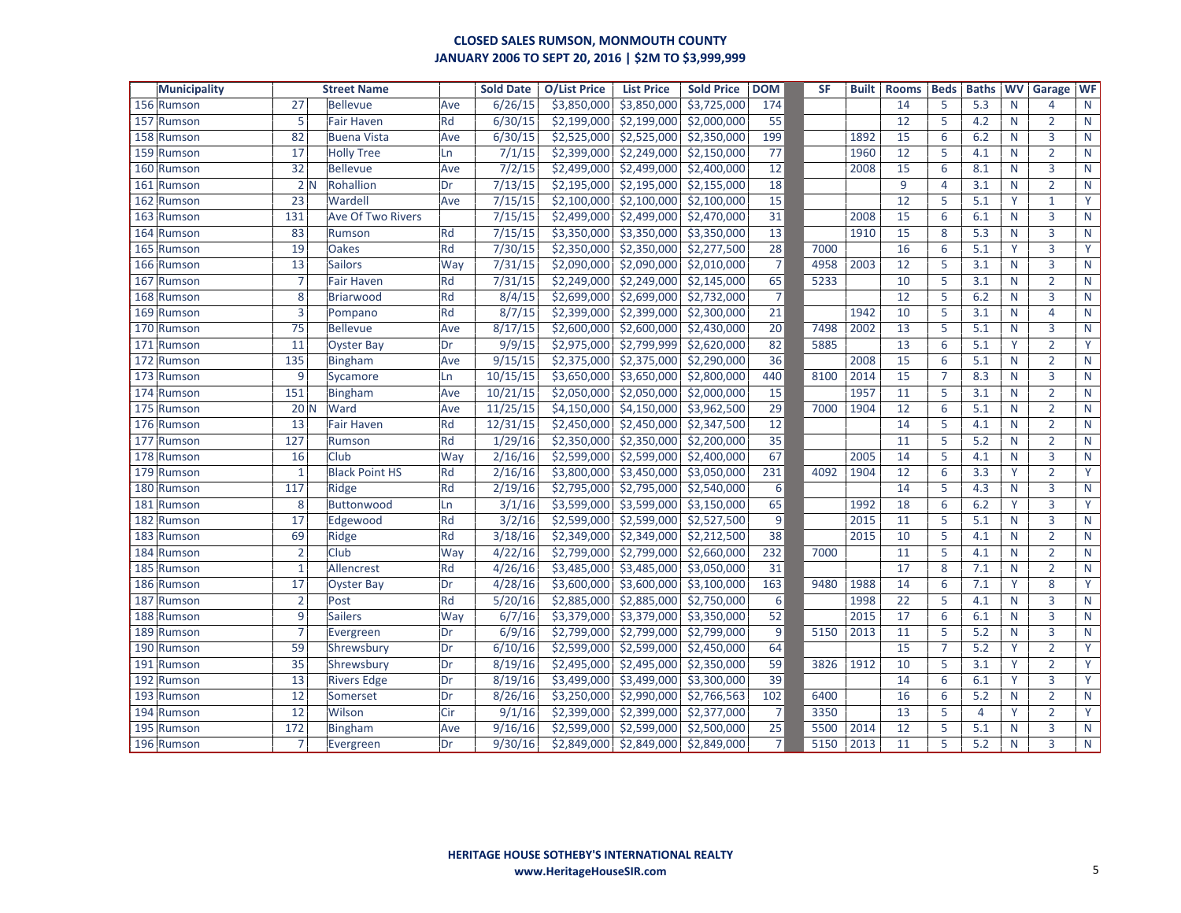**CLOSED SALES RUMSON, MONMOUTH COUNTY**
**JANUARY 2006 TO SEPT 20, 2016 | $2M TO $3,999,999**

| | Municipality | | | Street Name | | Sold Date | O/List Price | List Price | Sold Price | DOM | SF | Built | Rooms | Beds | Baths | WV | Garage | WF |
|---|---|---|---|---|---|---|---|---|---|---|---|---|---|---|---|---|---|---|
| 156 | Rumson | 27 | | Bellevue | Ave | 6/26/15 | $3,850,000 | $3,850,000 | $3,725,000 | 174 | | | 14 | 5 | 5.3 | N | 4 | N |
| 157 | Rumson | 5 | | Fair Haven | Rd | 6/30/15 | $2,199,000 | $2,199,000 | $2,000,000 | 55 | | | 12 | 5 | 4.2 | N | 2 | N |
| 158 | Rumson | 82 | | Buena Vista | Ave | 6/30/15 | $2,525,000 | $2,525,000 | $2,350,000 | 199 | | 1892 | 15 | 6 | 6.2 | N | 3 | N |
| 159 | Rumson | 17 | | Holly Tree | Ln | 7/1/15 | $2,399,000 | $2,249,000 | $2,150,000 | 77 | | 1960 | 12 | 5 | 4.1 | N | 2 | N |
| 160 | Rumson | 32 | | Bellevue | Ave | 7/2/15 | $2,499,000 | $2,499,000 | $2,400,000 | 12 | | 2008 | 15 | 6 | 8.1 | N | 3 | N |
| 161 | Rumson | 2 | N | Rohallion | Dr | 7/13/15 | $2,195,000 | $2,195,000 | $2,155,000 | 18 | | | 9 | 4 | 3.1 | N | 2 | N |
| 162 | Rumson | 23 | | Wardell | Ave | 7/15/15 | $2,100,000 | $2,100,000 | $2,100,000 | 15 | | | 12 | 5 | 5.1 | Y | 1 | Y |
| 163 | Rumson | 131 | | Ave Of Two Rivers | | 7/15/15 | $2,499,000 | $2,499,000 | $2,470,000 | 31 | | 2008 | 15 | 6 | 6.1 | N | 3 | N |
| 164 | Rumson | 83 | | Rumson | Rd | 7/15/15 | $3,350,000 | $3,350,000 | $3,350,000 | 13 | | 1910 | 15 | 8 | 5.3 | N | 3 | N |
| 165 | Rumson | 19 | | Oakes | Rd | 7/30/15 | $2,350,000 | $2,350,000 | $2,277,500 | 28 | 7000 | | 16 | 6 | 5.1 | Y | 3 | Y |
| 166 | Rumson | 13 | | Sailors | Way | 7/31/15 | $2,090,000 | $2,090,000 | $2,010,000 | 7 | 4958 | 2003 | 12 | 5 | 3.1 | N | 3 | N |
| 167 | Rumson | 7 | | Fair Haven | Rd | 7/31/15 | $2,249,000 | $2,249,000 | $2,145,000 | 65 | 5233 | | 10 | 5 | 3.1 | N | 2 | N |
| 168 | Rumson | 8 | | Briarwood | Rd | 8/4/15 | $2,699,000 | $2,699,000 | $2,732,000 | 7 | | | 12 | 5 | 6.2 | N | 3 | N |
| 169 | Rumson | 3 | | Pompano | Rd | 8/7/15 | $2,399,000 | $2,399,000 | $2,300,000 | 21 | | 1942 | 10 | 5 | 3.1 | N | 4 | N |
| 170 | Rumson | 75 | | Bellevue | Ave | 8/17/15 | $2,600,000 | $2,600,000 | $2,430,000 | 20 | 7498 | 2002 | 13 | 5 | 5.1 | N | 3 | N |
| 171 | Rumson | 11 | | Oyster Bay | Dr | 9/9/15 | $2,975,000 | $2,799,999 | $2,620,000 | 82 | 5885 | | 13 | 6 | 5.1 | Y | 2 | Y |
| 172 | Rumson | 135 | | Bingham | Ave | 9/15/15 | $2,375,000 | $2,375,000 | $2,290,000 | 36 | | 2008 | 15 | 6 | 5.1 | N | 2 | N |
| 173 | Rumson | 9 | | Sycamore | Ln | 10/15/15 | $3,650,000 | $3,650,000 | $2,800,000 | 440 | 8100 | 2014 | 15 | 7 | 8.3 | N | 3 | N |
| 174 | Rumson | 151 | | Bingham | Ave | 10/21/15 | $2,050,000 | $2,050,000 | $2,000,000 | 15 | | 1957 | 11 | 5 | 3.1 | N | 2 | N |
| 175 | Rumson | 20 | N | Ward | Ave | 11/25/15 | $4,150,000 | $4,150,000 | $3,962,500 | 29 | 7000 | 1904 | 12 | 6 | 5.1 | N | 2 | N |
| 176 | Rumson | 13 | | Fair Haven | Rd | 12/31/15 | $2,450,000 | $2,450,000 | $2,347,500 | 12 | | | 14 | 5 | 4.1 | N | 2 | N |
| 177 | Rumson | 127 | | Rumson | Rd | 1/29/16 | $2,350,000 | $2,350,000 | $2,200,000 | 35 | | | 11 | 5 | 5.2 | N | 2 | N |
| 178 | Rumson | 16 | | Club | Way | 2/16/16 | $2,599,000 | $2,599,000 | $2,400,000 | 67 | | 2005 | 14 | 5 | 4.1 | N | 3 | N |
| 179 | Rumson | 1 | | Black Point HS | Rd | 2/16/16 | $3,800,000 | $3,450,000 | $3,050,000 | 231 | 4092 | 1904 | 12 | 6 | 3.3 | Y | 2 | Y |
| 180 | Rumson | 117 | | Ridge | Rd | 2/19/16 | $2,795,000 | $2,795,000 | $2,540,000 | 6 | | | 14 | 5 | 4.3 | N | 3 | N |
| 181 | Rumson | 8 | | Buttonwood | Ln | 3/1/16 | $3,599,000 | $3,599,000 | $3,150,000 | 65 | | 1992 | 18 | 6 | 6.2 | Y | 3 | Y |
| 182 | Rumson | 17 | | Edgewood | Rd | 3/2/16 | $2,599,000 | $2,599,000 | $2,527,500 | 9 | | 2015 | 11 | 5 | 5.1 | N | 3 | N |
| 183 | Rumson | 69 | | Ridge | Rd | 3/18/16 | $2,349,000 | $2,349,000 | $2,212,500 | 38 | | 2015 | 10 | 5 | 4.1 | N | 2 | N |
| 184 | Rumson | 2 | | Club | Way | 4/22/16 | $2,799,000 | $2,799,000 | $2,660,000 | 232 | 7000 | | 11 | 5 | 4.1 | N | 3 | N |
| 185 | Rumson | 1 | | Allencrest | Rd | 4/26/16 | $3,485,000 | $3,485,000 | $3,050,000 | 31 | | | 17 | 8 | 7.1 | N | 2 | N |
| 186 | Rumson | 17 | | Oyster Bay | Dr | 4/28/16 | $3,600,000 | $3,600,000 | $3,100,000 | 163 | 9480 | 1988 | 14 | 6 | 7.1 | Y | 8 | Y |
| 187 | Rumson | 2 | | Post | Rd | 5/20/16 | $2,885,000 | $2,885,000 | $2,750,000 | 6 | | 1998 | 22 | 5 | 4.1 | N | 3 | N |
| 188 | Rumson | 9 | | Sailers | Way | 6/7/16 | $3,379,000 | $3,379,000 | $3,350,000 | 52 | | 2015 | 17 | 6 | 6.1 | N | 3 | N |
| 189 | Rumson | 7 | | Evergreen | Dr | 6/9/16 | $2,799,000 | $2,799,000 | $2,799,000 | 9 | 5150 | 2013 | 11 | 5 | 5.2 | N | 3 | N |
| 190 | Rumson | 59 | | Shrewsbury | Dr | 6/10/16 | $2,599,000 | $2,599,000 | $2,450,000 | 64 | | | 15 | 7 | 5.2 | Y | 2 | Y |
| 191 | Rumson | 35 | | Shrewsbury | Dr | 8/19/16 | $2,495,000 | $2,495,000 | $2,350,000 | 59 | 3826 | 1912 | 10 | 5 | 3.1 | Y | 2 | Y |
| 192 | Rumson | 13 | | Rivers Edge | Dr | 8/19/16 | $3,499,000 | $3,499,000 | $3,300,000 | 39 | | | 14 | 6 | 6.1 | Y | 3 | Y |
| 193 | Rumson | 12 | | Somerset | Dr | 8/26/16 | $3,250,000 | $2,990,000 | $2,766,563 | 102 | 6400 | | 16 | 6 | 5.2 | N | 2 | N |
| 194 | Rumson | 12 | | Wilson | Cir | 9/1/16 | $2,399,000 | $2,399,000 | $2,377,000 | 7 | 3350 | | 13 | 5 | 4 | Y | 2 | Y |
| 195 | Rumson | 172 | | Bingham | Ave | 9/16/16 | $2,599,000 | $2,599,000 | $2,500,000 | 25 | 5500 | 2014 | 12 | 5 | 5.1 | N | 3 | N |
| 196 | Rumson | 7 | | Evergreen | Dr | 9/30/16 | $2,849,000 | $2,849,000 | $2,849,000 | 7 | 5150 | 2013 | 11 | 5 | 5.2 | N | 3 | N |